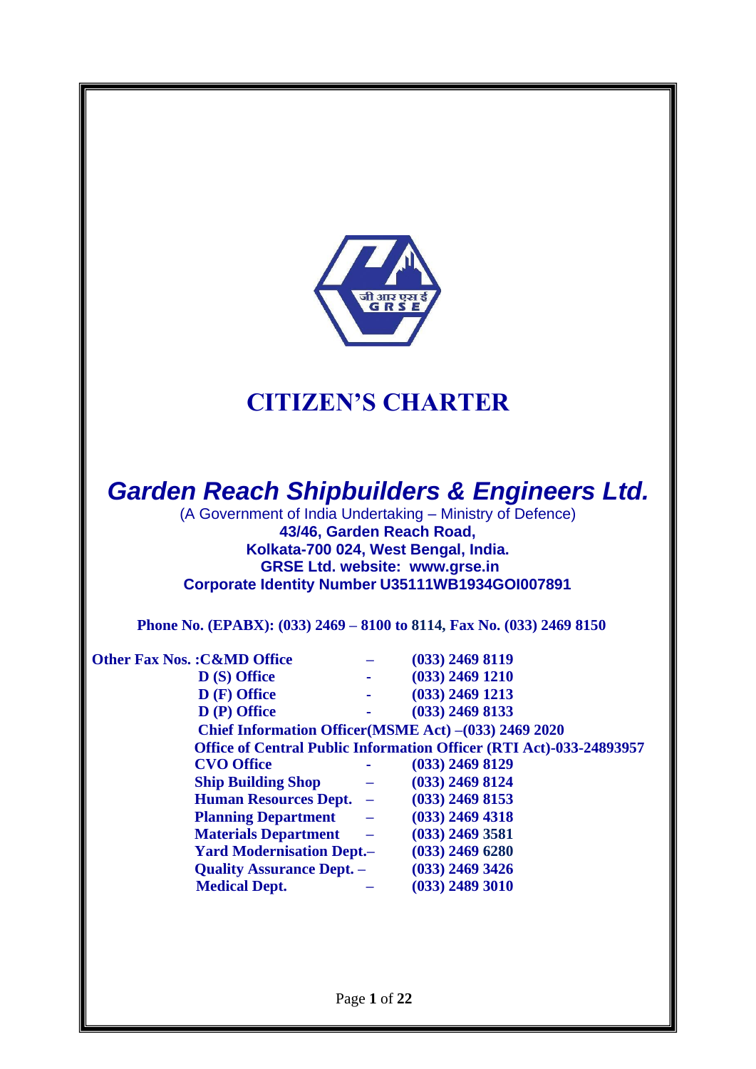# CITIZEN'S CHARTER

## *Garden Reach Shipbuilders & Engineers Ltd.*

(A Government of India Undertaking – Ministry of Defence)

**43/46, Garden Reach Road,**
**Kolkata-700 024, West Bengal, India.**
**GRSE Ltd. website: www.grse.in**
**Corporate Identity Number U35111WB1934GOI007891**

**Phone No. (EPABX): (033) 2469 – 8100 to 8114, Fax No. (033) 2469 8150**

**Other Fax Nos. :**

| Office | | Fax No. |
|---|---|---|
| **C&MD Office** | – | **(033) 2469 8119** |
| **D (S) Office** | - | **(033) 2469 1210** |
| **D (F) Office** | - | **(033) 2469 1213** |
| **D (P) Office** | - | **(033) 2469 8133** |
| **Chief Information Officer(MSME Act)** | – | **(033) 2469 2020** |
| **Office of Central Public Information Officer (RTI Act)** | - | **033-24893957** |
| **CVO Office** | - | **(033) 2469 8129** |
| **Ship Building Shop** | – | **(033) 2469 8124** |
| **Human Resources Dept.** | – | **(033) 2469 8153** |
| **Planning Department** | – | **(033) 2469 4318** |
| **Materials Department** | – | **(033) 2469 3581** |
| **Yard Modernisation Dept.** | – | **(033) 2469 6280** |
| **Quality Assurance Dept.** | – | **(033) 2469 3426** |
| **Medical Dept.** | – | **(033) 2489 3010** |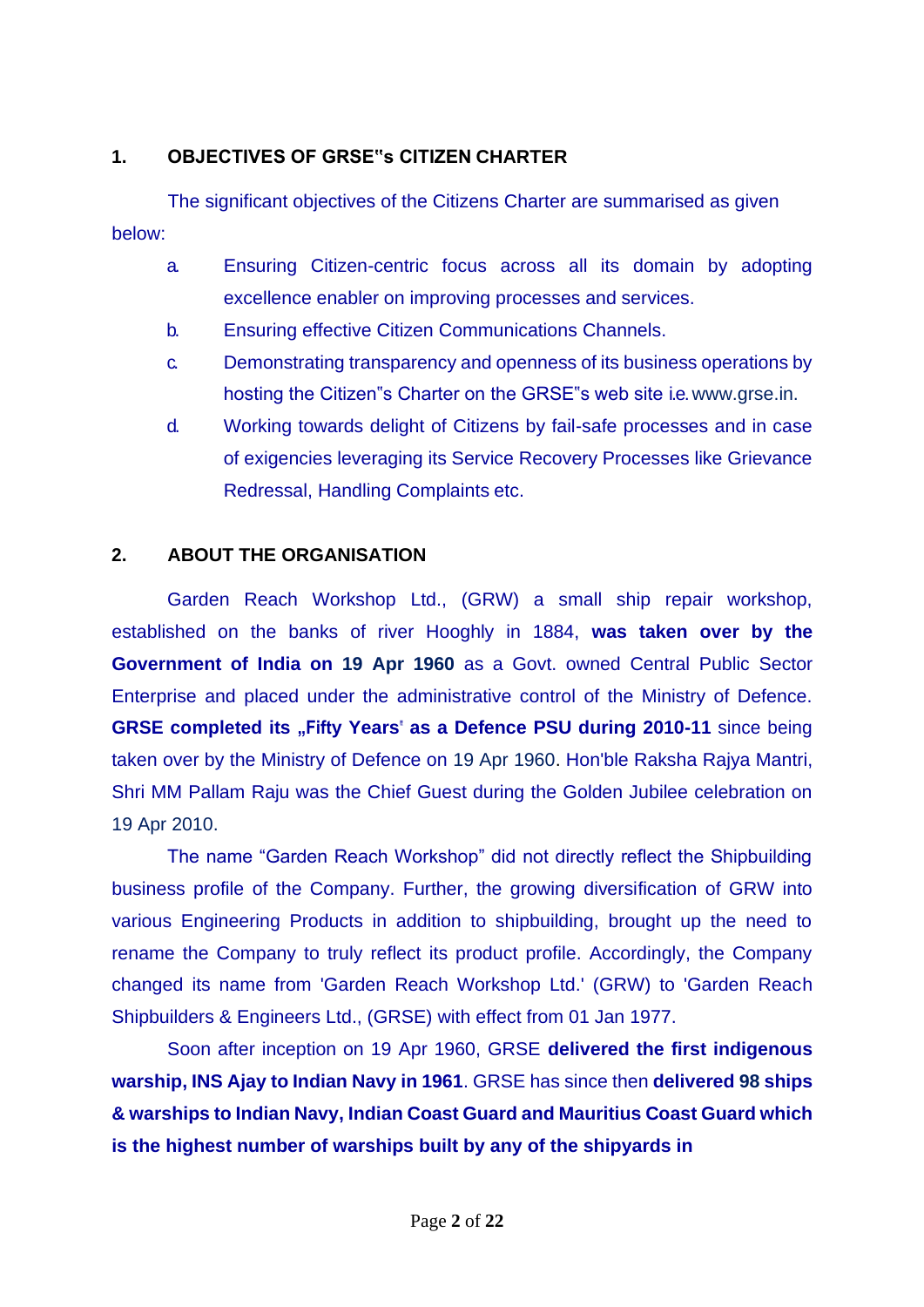## 1. OBJECTIVES OF GRSE"s CITIZEN CHARTER

The significant objectives of the Citizens Charter are summarised as given below:

a. Ensuring Citizen-centric focus across all its domain by adopting excellence enabler on improving processes and services.

b. Ensuring effective Citizen Communications Channels.

c. Demonstrating transparency and openness of its business operations by hosting the Citizen"s Charter on the GRSE"s web site i.e. www.grse.in.

d. Working towards delight of Citizens by fail-safe processes and in case of exigencies leveraging its Service Recovery Processes like Grievance Redressal, Handling Complaints etc.

## 2. ABOUT THE ORGANISATION

Garden Reach Workshop Ltd., (GRW) a small ship repair workshop, established on the banks of river Hooghly in 1884, **was taken over by the Government of India on 19 Apr 1960** as a Govt. owned Central Public Sector Enterprise and placed under the administrative control of the Ministry of Defence. **GRSE completed its „Fifty Years" as a Defence PSU during 2010-11** since being taken over by the Ministry of Defence on 19 Apr 1960. Hon'ble Raksha Rajya Mantri, Shri MM Pallam Raju was the Chief Guest during the Golden Jubilee celebration on 19 Apr 2010.

The name "Garden Reach Workshop" did not directly reflect the Shipbuilding business profile of the Company. Further, the growing diversification of GRW into various Engineering Products in addition to shipbuilding, brought up the need to rename the Company to truly reflect its product profile. Accordingly, the Company changed its name from 'Garden Reach Workshop Ltd.' (GRW) to 'Garden Reach Shipbuilders & Engineers Ltd., (GRSE) with effect from 01 Jan 1977.

Soon after inception on 19 Apr 1960, GRSE **delivered the first indigenous warship, INS Ajay to Indian Navy in 1961**. GRSE has since then **delivered 98 ships & warships to Indian Navy, Indian Coast Guard and Mauritius Coast Guard which is the highest number of warships built by any of the shipyards in**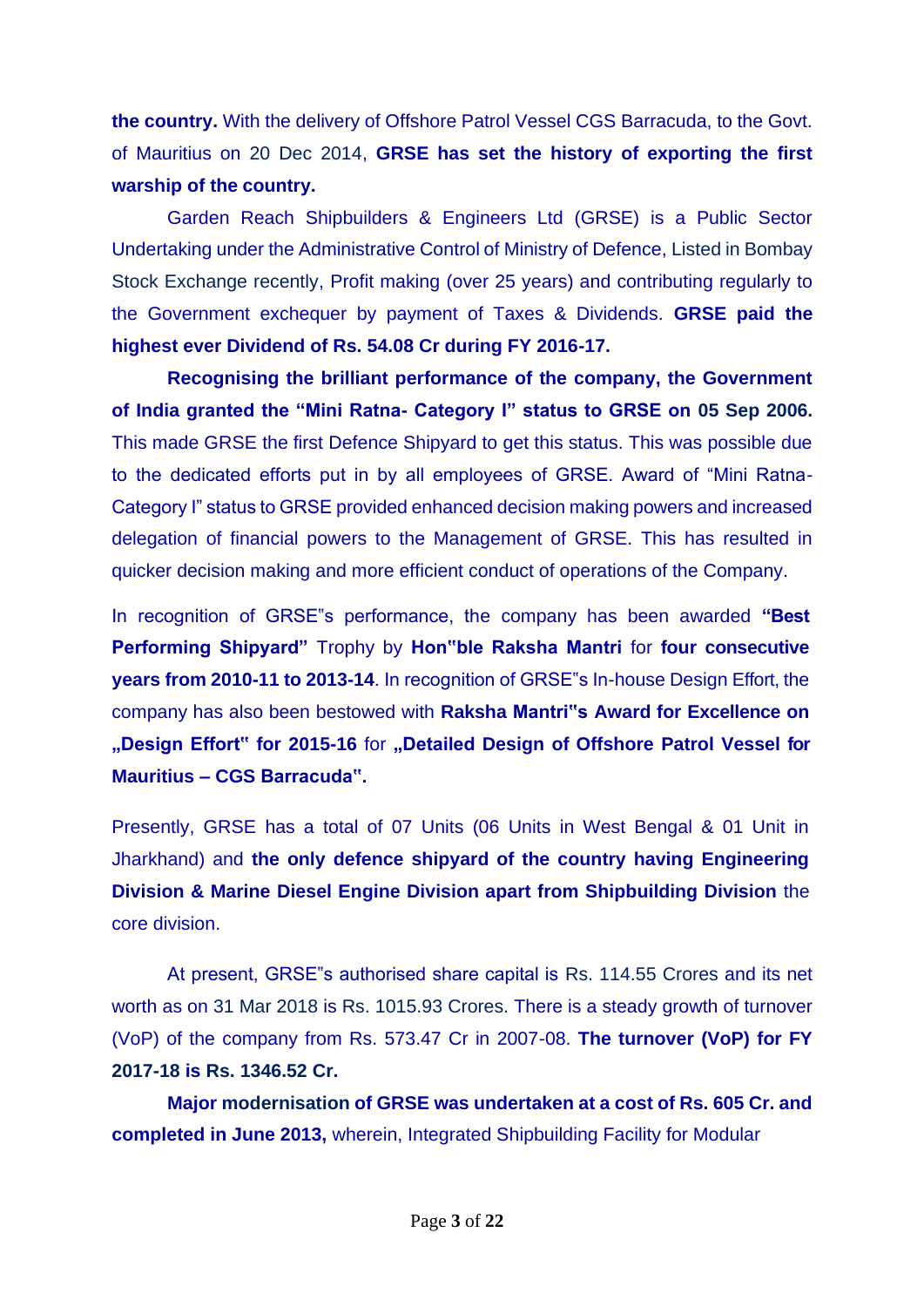**the country.** With the delivery of Offshore Patrol Vessel CGS Barracuda, to the Govt. of Mauritius on 20 Dec 2014, **GRSE has set the history of exporting the first warship of the country.**

Garden Reach Shipbuilders & Engineers Ltd (GRSE) is a Public Sector Undertaking under the Administrative Control of Ministry of Defence, Listed in Bombay Stock Exchange recently, Profit making (over 25 years) and contributing regularly to the Government exchequer by payment of Taxes & Dividends. **GRSE paid the highest ever Dividend of Rs. 54.08 Cr during FY 2016-17.**

**Recognising the brilliant performance of the company, the Government of India granted the "Mini Ratna- Category I" status to GRSE on 05 Sep 2006.** This made GRSE the first Defence Shipyard to get this status. This was possible due to the dedicated efforts put in by all employees of GRSE. Award of "Mini Ratna-Category I" status to GRSE provided enhanced decision making powers and increased delegation of financial powers to the Management of GRSE. This has resulted in quicker decision making and more efficient conduct of operations of the Company.

In recognition of GRSE"s performance, the company has been awarded **"Best Performing Shipyard"** Trophy by **Hon"ble Raksha Mantri** for **four consecutive years from 2010-11 to 2013-14**. In recognition of GRSE"s In-house Design Effort, the company has also been bestowed with **Raksha Mantri"s Award for Excellence on „Design Effort" for 2015-16** for **„Detailed Design of Offshore Patrol Vessel for Mauritius – CGS Barracuda".**

Presently, GRSE has a total of 07 Units (06 Units in West Bengal & 01 Unit in Jharkhand) and **the only defence shipyard of the country having Engineering Division & Marine Diesel Engine Division apart from Shipbuilding Division** the core division.

At present, GRSE"s authorised share capital is Rs. 114.55 Crores and its net worth as on 31 Mar 2018 is Rs. 1015.93 Crores. There is a steady growth of turnover (VoP) of the company from Rs. 573.47 Cr in 2007-08. **The turnover (VoP) for FY 2017-18 is Rs. 1346.52 Cr.**

**Major modernisation of GRSE was undertaken at a cost of Rs. 605 Cr. and completed in June 2013,** wherein, Integrated Shipbuilding Facility for Modular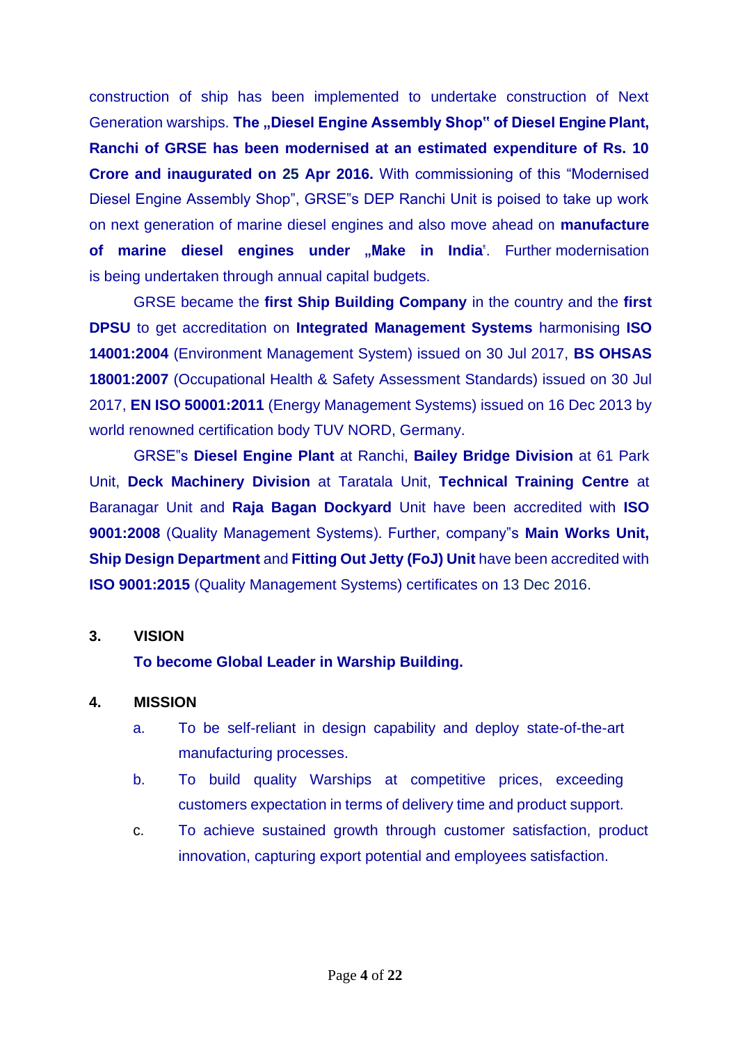construction of ship has been implemented to undertake construction of Next Generation warships. **The „Diesel Engine Assembly Shop" of Diesel Engine Plant, Ranchi of GRSE has been modernised at an estimated expenditure of Rs. 10 Crore and inaugurated on 25 Apr 2016.** With commissioning of this "Modernised Diesel Engine Assembly Shop", GRSE"s DEP Ranchi Unit is poised to take up work on next generation of marine diesel engines and also move ahead on **manufacture of marine diesel engines under „Make in India‟**. Further modernisation is being undertaken through annual capital budgets.

GRSE became the **first Ship Building Company** in the country and the **first DPSU** to get accreditation on **Integrated Management Systems** harmonising **ISO 14001:2004** (Environment Management System) issued on 30 Jul 2017, **BS OHSAS 18001:2007** (Occupational Health & Safety Assessment Standards) issued on 30 Jul 2017, **EN ISO 50001:2011** (Energy Management Systems) issued on 16 Dec 2013 by world renowned certification body TUV NORD, Germany.

GRSE"s **Diesel Engine Plant** at Ranchi, **Bailey Bridge Division** at 61 Park Unit, **Deck Machinery Division** at Taratala Unit, **Technical Training Centre** at Baranagar Unit and **Raja Bagan Dockyard** Unit have been accredited with **ISO 9001:2008** (Quality Management Systems). Further, company"s **Main Works Unit, Ship Design Department** and **Fitting Out Jetty (FoJ) Unit** have been accredited with **ISO 9001:2015** (Quality Management Systems) certificates on 13 Dec 2016.

## 3. VISION

**To become Global Leader in Warship Building.**

## 4. MISSION

a. To be self-reliant in design capability and deploy state-of-the-art manufacturing processes.

b. To build quality Warships at competitive prices, exceeding customers expectation in terms of delivery time and product support.

c. To achieve sustained growth through customer satisfaction, product innovation, capturing export potential and employees satisfaction.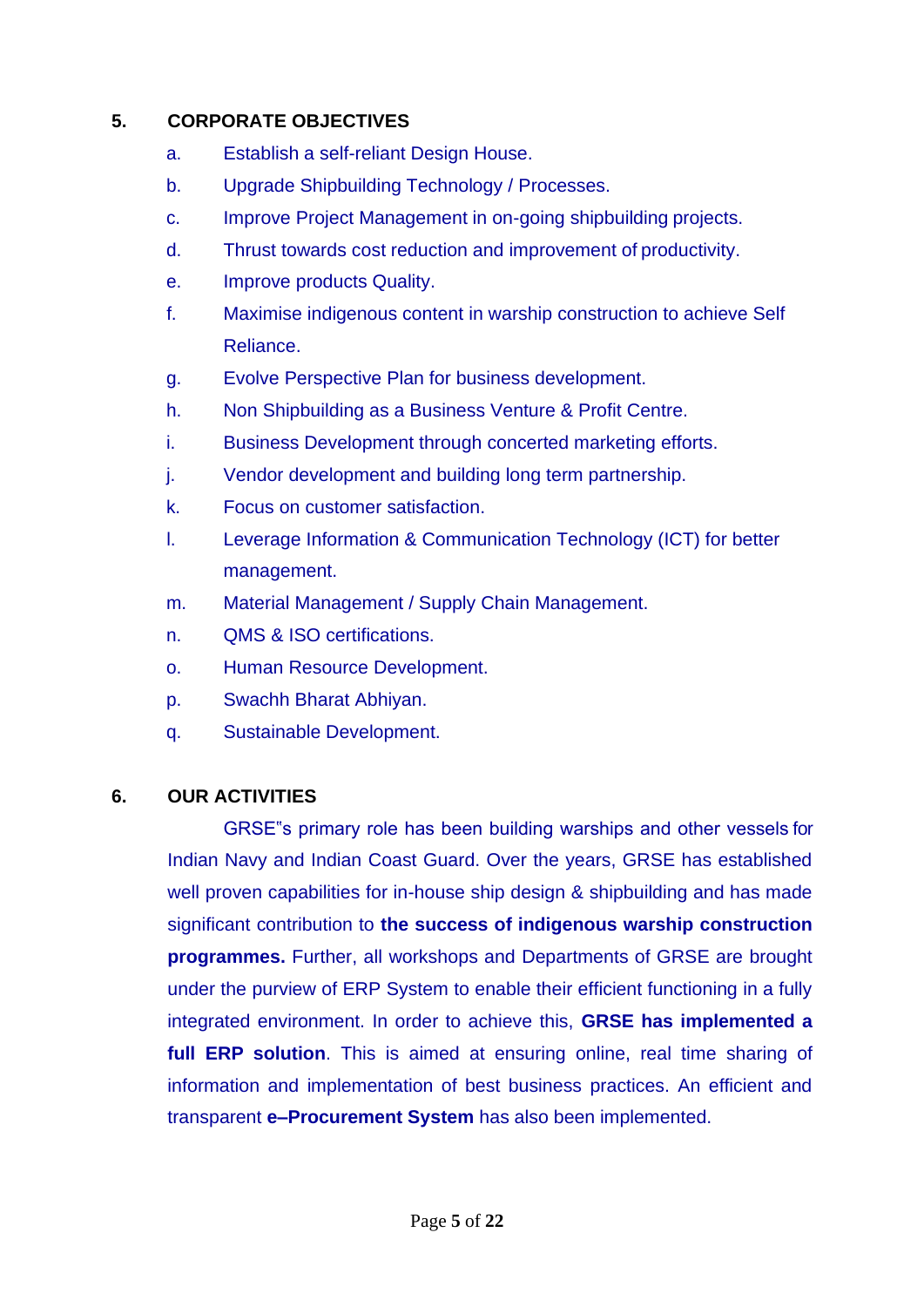## 5. CORPORATE OBJECTIVES

a. Establish a self-reliant Design House.

b. Upgrade Shipbuilding Technology / Processes.

c. Improve Project Management in on-going shipbuilding projects.

d. Thrust towards cost reduction and improvement of productivity.

e. Improve products Quality.

f. Maximise indigenous content in warship construction to achieve Self Reliance.

g. Evolve Perspective Plan for business development.

h. Non Shipbuilding as a Business Venture & Profit Centre.

i. Business Development through concerted marketing efforts.

j. Vendor development and building long term partnership.

k. Focus on customer satisfaction.

l. Leverage Information & Communication Technology (ICT) for better management.

m. Material Management / Supply Chain Management.

n. QMS & ISO certifications.

o. Human Resource Development.

p. Swachh Bharat Abhiyan.

q. Sustainable Development.

## 6. OUR ACTIVITIES

GRSE"s primary role has been building warships and other vessels for Indian Navy and Indian Coast Guard. Over the years, GRSE has established well proven capabilities for in-house ship design & shipbuilding and has made significant contribution to **the success of indigenous warship construction programmes.** Further, all workshops and Departments of GRSE are brought under the purview of ERP System to enable their efficient functioning in a fully integrated environment. In order to achieve this, **GRSE has implemented a full ERP solution**. This is aimed at ensuring online, real time sharing of information and implementation of best business practices. An efficient and transparent **e–Procurement System** has also been implemented.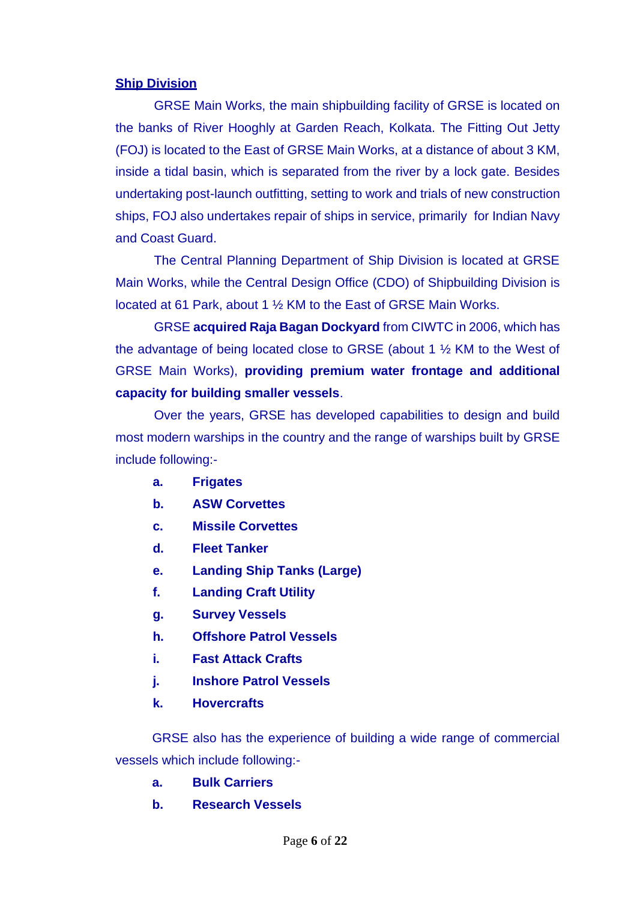**Ship Division**

GRSE Main Works, the main shipbuilding facility of GRSE is located on the banks of River Hooghly at Garden Reach, Kolkata. The Fitting Out Jetty (FOJ) is located to the East of GRSE Main Works, at a distance of about 3 KM, inside a tidal basin, which is separated from the river by a lock gate. Besides undertaking post-launch outfitting, setting to work and trials of new construction ships, FOJ also undertakes repair of ships in service, primarily for Indian Navy and Coast Guard.

The Central Planning Department of Ship Division is located at GRSE Main Works, while the Central Design Office (CDO) of Shipbuilding Division is located at 61 Park, about 1 ½ KM to the East of GRSE Main Works.

GRSE **acquired Raja Bagan Dockyard** from CIWTC in 2006, which has the advantage of being located close to GRSE (about 1 ½ KM to the West of GRSE Main Works), **providing premium water frontage and additional capacity for building smaller vessels**.

Over the years, GRSE has developed capabilities to design and build most modern warships in the country and the range of warships built by GRSE include following:-

- **a.** **Frigates**
- **b.** **ASW Corvettes**
- **c.** **Missile Corvettes**
- **d.** **Fleet Tanker**
- **e.** **Landing Ship Tanks (Large)**
- **f.** **Landing Craft Utility**
- **g.** **Survey Vessels**
- **h.** **Offshore Patrol Vessels**
- **i.** **Fast Attack Crafts**
- **j.** **Inshore Patrol Vessels**
- **k.** **Hovercrafts**

GRSE also has the experience of building a wide range of commercial vessels which include following:-

- **a.** **Bulk Carriers**
- **b.** **Research Vessels**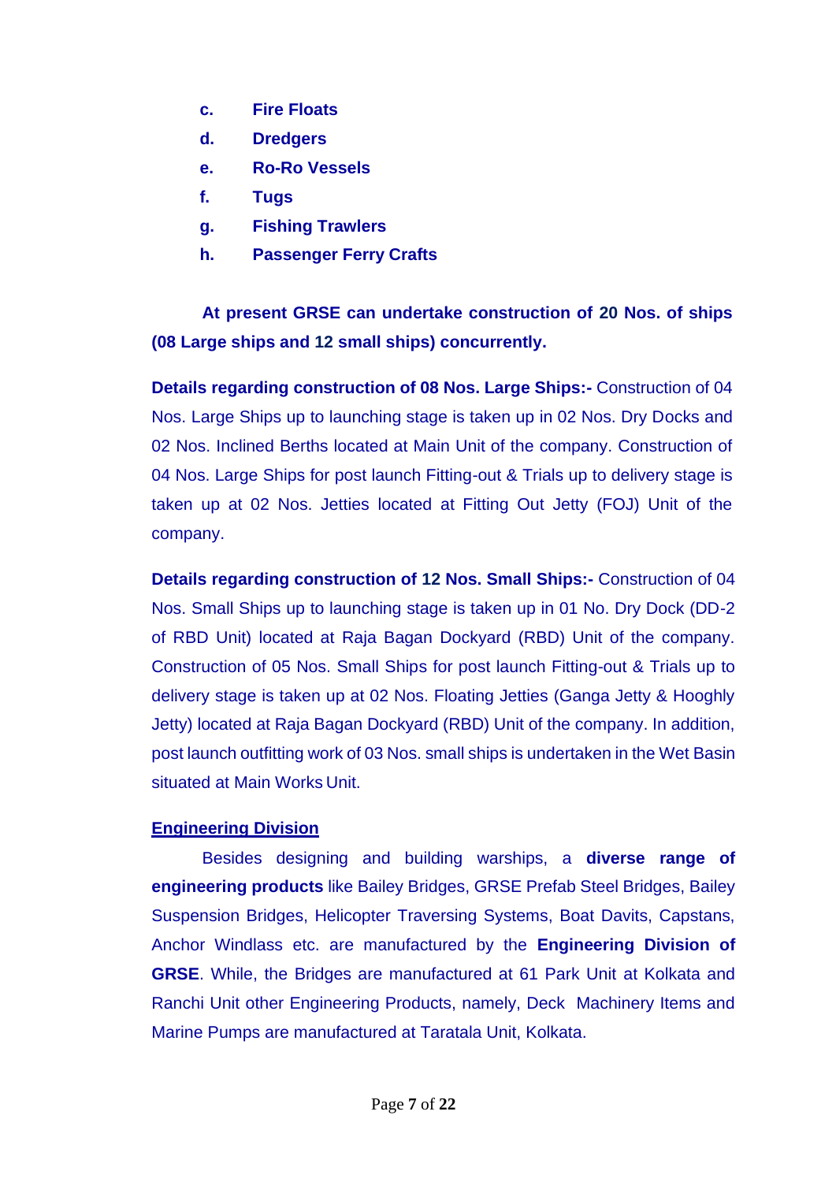c. **Fire Floats**

d. **Dredgers**

e. **Ro-Ro Vessels**

f. **Tugs**

g. **Fishing Trawlers**

h. **Passenger Ferry Crafts**

**At present GRSE can undertake construction of 20 Nos. of ships (08 Large ships and 12 small ships) concurrently.**

**Details regarding construction of 08 Nos. Large Ships:-** Construction of 04 Nos. Large Ships up to launching stage is taken up in 02 Nos. Dry Docks and 02 Nos. Inclined Berths located at Main Unit of the company. Construction of 04 Nos. Large Ships for post launch Fitting-out & Trials up to delivery stage is taken up at 02 Nos. Jetties located at Fitting Out Jetty (FOJ) Unit of the company.

**Details regarding construction of 12 Nos. Small Ships:-** Construction of 04 Nos. Small Ships up to launching stage is taken up in 01 No. Dry Dock (DD-2 of RBD Unit) located at Raja Bagan Dockyard (RBD) Unit of the company. Construction of 05 Nos. Small Ships for post launch Fitting-out & Trials up to delivery stage is taken up at 02 Nos. Floating Jetties (Ganga Jetty & Hooghly Jetty) located at Raja Bagan Dockyard (RBD) Unit of the company. In addition, post launch outfitting work of 03 Nos. small ships is undertaken in the Wet Basin situated at Main Works Unit.

**Engineering Division**

Besides designing and building warships, a **diverse range of engineering products** like Bailey Bridges, GRSE Prefab Steel Bridges, Bailey Suspension Bridges, Helicopter Traversing Systems, Boat Davits, Capstans, Anchor Windlass etc. are manufactured by the **Engineering Division of GRSE**. While, the Bridges are manufactured at 61 Park Unit at Kolkata and Ranchi Unit other Engineering Products, namely, Deck Machinery Items and Marine Pumps are manufactured at Taratala Unit, Kolkata.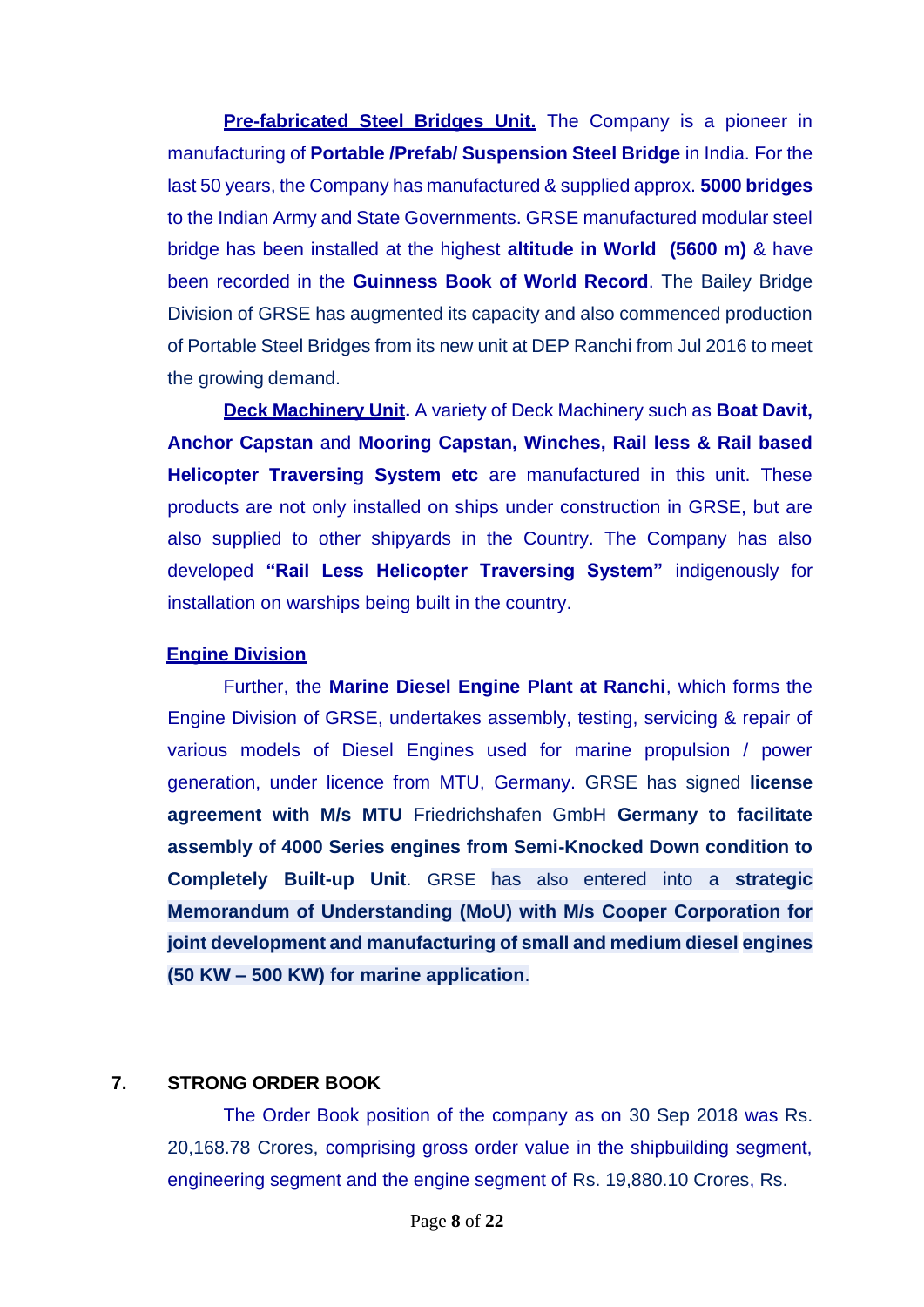**Pre-fabricated Steel Bridges Unit.** The Company is a pioneer in manufacturing of **Portable /Prefab/ Suspension Steel Bridge** in India. For the last 50 years, the Company has manufactured & supplied approx. **5000 bridges** to the Indian Army and State Governments. GRSE manufactured modular steel bridge has been installed at the highest **altitude in World (5600 m)** & have been recorded in the **Guinness Book of World Record**. The Bailey Bridge Division of GRSE has augmented its capacity and also commenced production of Portable Steel Bridges from its new unit at DEP Ranchi from Jul 2016 to meet the growing demand.

**Deck Machinery Unit.** A variety of Deck Machinery such as **Boat Davit, Anchor Capstan** and **Mooring Capstan, Winches, Rail less & Rail based Helicopter Traversing System etc** are manufactured in this unit. These products are not only installed on ships under construction in GRSE, but are also supplied to other shipyards in the Country. The Company has also developed **"Rail Less Helicopter Traversing System"** indigenously for installation on warships being built in the country.

**Engine Division**

Further, the **Marine Diesel Engine Plant at Ranchi**, which forms the Engine Division of GRSE, undertakes assembly, testing, servicing & repair of various models of Diesel Engines used for marine propulsion / power generation, under licence from MTU, Germany. GRSE has signed **license agreement with M/s MTU** Friedrichshafen GmbH **Germany to facilitate assembly of 4000 Series engines from Semi-Knocked Down condition to Completely Built-up Unit**. GRSE has also entered into a **strategic Memorandum of Understanding (MoU) with M/s Cooper Corporation for joint development and manufacturing of small and medium diesel engines (50 KW – 500 KW) for marine application**.

## 7. STRONG ORDER BOOK

The Order Book position of the company as on 30 Sep 2018 was Rs. 20,168.78 Crores, comprising gross order value in the shipbuilding segment, engineering segment and the engine segment of Rs. 19,880.10 Crores, Rs.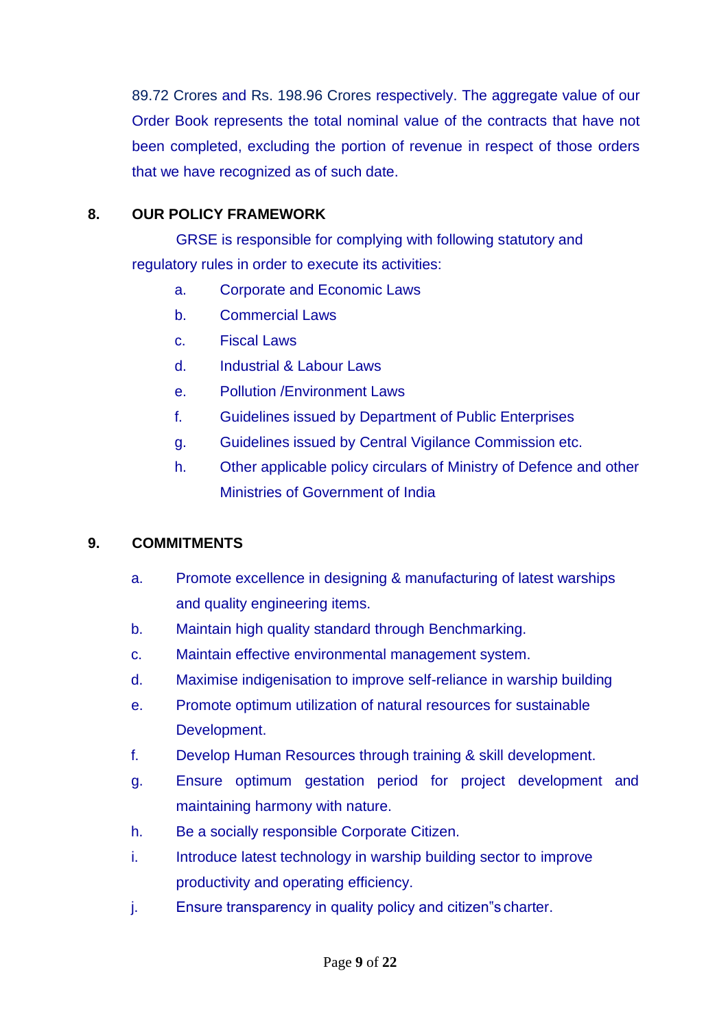89.72 Crores and Rs. 198.96 Crores respectively. The aggregate value of our Order Book represents the total nominal value of the contracts that have not been completed, excluding the portion of revenue in respect of those orders that we have recognized as of such date.

## 8. OUR POLICY FRAMEWORK

GRSE is responsible for complying with following statutory and regulatory rules in order to execute its activities:

a. Corporate and Economic Laws

b. Commercial Laws

c. Fiscal Laws

d. Industrial & Labour Laws

e. Pollution /Environment Laws

f. Guidelines issued by Department of Public Enterprises

g. Guidelines issued by Central Vigilance Commission etc.

h. Other applicable policy circulars of Ministry of Defence and other Ministries of Government of India

## 9. COMMITMENTS

a. Promote excellence in designing & manufacturing of latest warships and quality engineering items.

b. Maintain high quality standard through Benchmarking.

c. Maintain effective environmental management system.

d. Maximise indigenisation to improve self-reliance in warship building

e. Promote optimum utilization of natural resources for sustainable Development.

f. Develop Human Resources through training & skill development.

g. Ensure optimum gestation period for project development and maintaining harmony with nature.

h. Be a socially responsible Corporate Citizen.

i. Introduce latest technology in warship building sector to improve productivity and operating efficiency.

j. Ensure transparency in quality policy and citizen"s charter.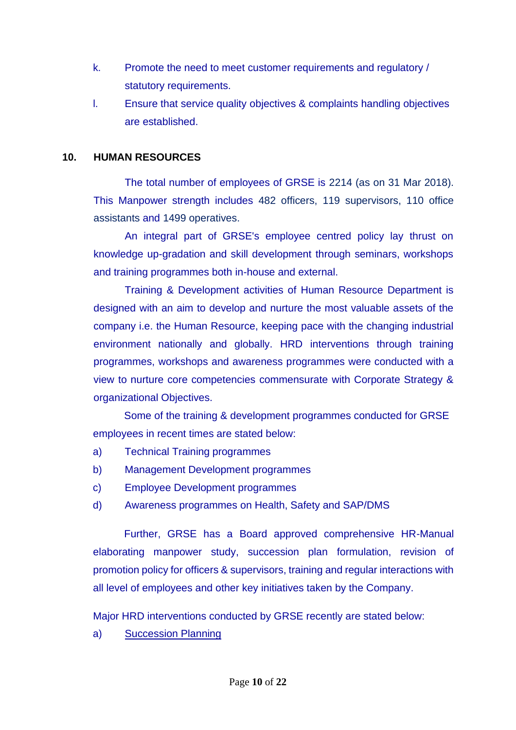k. Promote the need to meet customer requirements and regulatory / statutory requirements.

l. Ensure that service quality objectives & complaints handling objectives are established.

## 10. HUMAN RESOURCES

The total number of employees of GRSE is 2214 (as on 31 Mar 2018). This Manpower strength includes 482 officers, 119 supervisors, 110 office assistants and 1499 operatives.

An integral part of GRSE's employee centred policy lay thrust on knowledge up-gradation and skill development through seminars, workshops and training programmes both in-house and external.

Training & Development activities of Human Resource Department is designed with an aim to develop and nurture the most valuable assets of the company i.e. the Human Resource, keeping pace with the changing industrial environment nationally and globally. HRD interventions through training programmes, workshops and awareness programmes were conducted with a view to nurture core competencies commensurate with Corporate Strategy & organizational Objectives.

Some of the training & development programmes conducted for GRSE employees in recent times are stated below:

a) Technical Training programmes
b) Management Development programmes
c) Employee Development programmes
d) Awareness programmes on Health, Safety and SAP/DMS

Further, GRSE has a Board approved comprehensive HR-Manual elaborating manpower study, succession plan formulation, revision of promotion policy for officers & supervisors, training and regular interactions with all level of employees and other key initiatives taken by the Company.

Major HRD interventions conducted by GRSE recently are stated below:

a) <u>Succession Planning</u>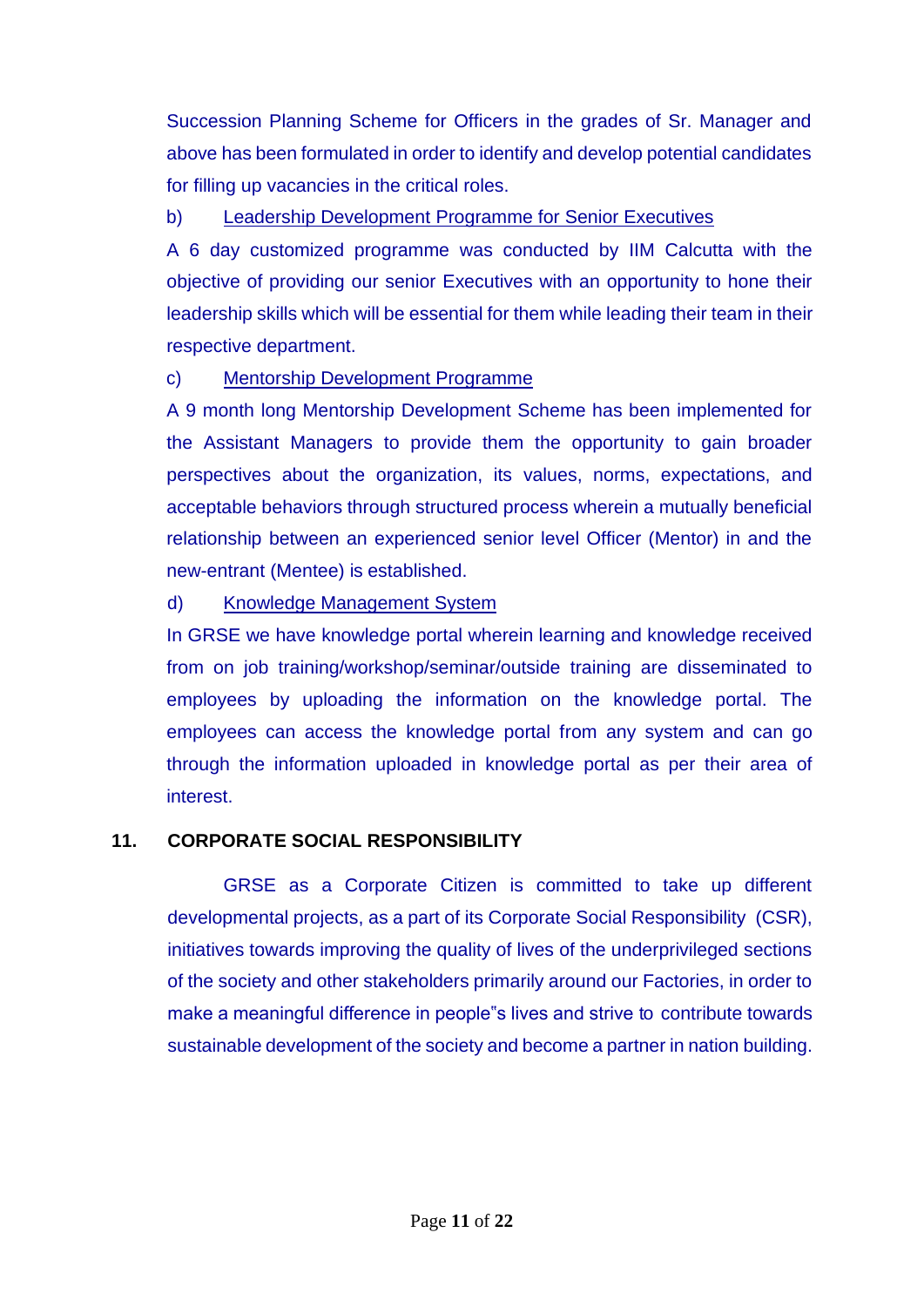Succession Planning Scheme for Officers in the grades of Sr. Manager and above has been formulated in order to identify and develop potential candidates for filling up vacancies in the critical roles.

b) Leadership Development Programme for Senior Executives

A 6 day customized programme was conducted by IIM Calcutta with the objective of providing our senior Executives with an opportunity to hone their leadership skills which will be essential for them while leading their team in their respective department.

c) Mentorship Development Programme

A 9 month long Mentorship Development Scheme has been implemented for the Assistant Managers to provide them the opportunity to gain broader perspectives about the organization, its values, norms, expectations, and acceptable behaviors through structured process wherein a mutually beneficial relationship between an experienced senior level Officer (Mentor) in and the new-entrant (Mentee) is established.

d) Knowledge Management System

In GRSE we have knowledge portal wherein learning and knowledge received from on job training/workshop/seminar/outside training are disseminated to employees by uploading the information on the knowledge portal. The employees can access the knowledge portal from any system and can go through the information uploaded in knowledge portal as per their area of interest.

## 11. CORPORATE SOCIAL RESPONSIBILITY

GRSE as a Corporate Citizen is committed to take up different developmental projects, as a part of its Corporate Social Responsibility (CSR), initiatives towards improving the quality of lives of the underprivileged sections of the society and other stakeholders primarily around our Factories, in order to make a meaningful difference in people"s lives and strive to contribute towards sustainable development of the society and become a partner in nation building.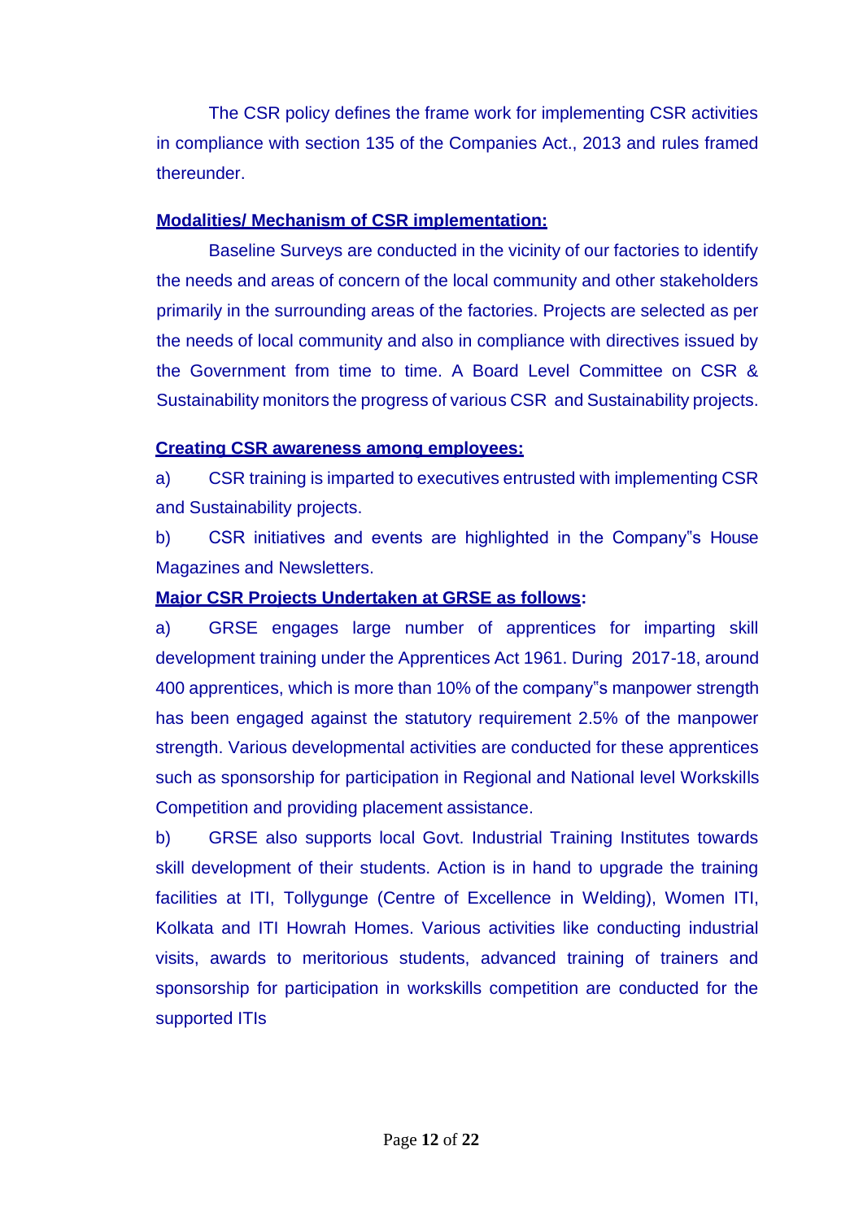The CSR policy defines the frame work for implementing CSR activities in compliance with section 135 of the Companies Act., 2013 and rules framed thereunder.

**Modalities/ Mechanism of CSR implementation:**

Baseline Surveys are conducted in the vicinity of our factories to identify the needs and areas of concern of the local community and other stakeholders primarily in the surrounding areas of the factories. Projects are selected as per the needs of local community and also in compliance with directives issued by the Government from time to time. A Board Level Committee on CSR & Sustainability monitors the progress of various CSR and Sustainability projects.

**Creating CSR awareness among employees:**

a) CSR training is imparted to executives entrusted with implementing CSR and Sustainability projects.

b) CSR initiatives and events are highlighted in the Company"s House Magazines and Newsletters.

**Major CSR Projects Undertaken at GRSE as follows:**

a) GRSE engages large number of apprentices for imparting skill development training under the Apprentices Act 1961. During 2017-18, around 400 apprentices, which is more than 10% of the company"s manpower strength has been engaged against the statutory requirement 2.5% of the manpower strength. Various developmental activities are conducted for these apprentices such as sponsorship for participation in Regional and National level Workskills Competition and providing placement assistance.

b) GRSE also supports local Govt. Industrial Training Institutes towards skill development of their students. Action is in hand to upgrade the training facilities at ITI, Tollygunge (Centre of Excellence in Welding), Women ITI, Kolkata and ITI Howrah Homes. Various activities like conducting industrial visits, awards to meritorious students, advanced training of trainers and sponsorship for participation in workskills competition are conducted for the supported ITIs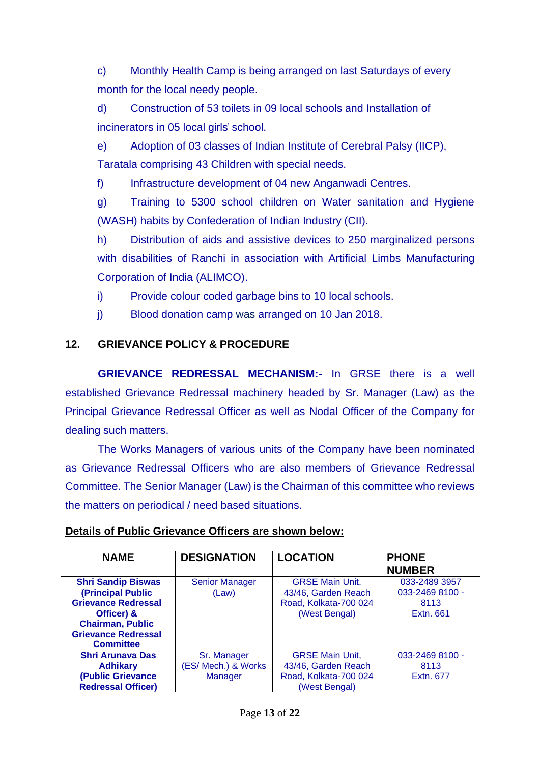c) Monthly Health Camp is being arranged on last Saturdays of every month for the local needy people.

d) Construction of 53 toilets in 09 local schools and Installation of incinerators in 05 local girls' school.

e) Adoption of 03 classes of Indian Institute of Cerebral Palsy (IICP), Taratala comprising 43 Children with special needs.

f) Infrastructure development of 04 new Anganwadi Centres.

g) Training to 5300 school children on Water sanitation and Hygiene (WASH) habits by Confederation of Indian Industry (CII).

h) Distribution of aids and assistive devices to 250 marginalized persons with disabilities of Ranchi in association with Artificial Limbs Manufacturing Corporation of India (ALIMCO).

i) Provide colour coded garbage bins to 10 local schools.

j) Blood donation camp was arranged on 10 Jan 2018.

## 12. GRIEVANCE POLICY & PROCEDURE

**GRIEVANCE REDRESSAL MECHANISM:-** In GRSE there is a well established Grievance Redressal machinery headed by Sr. Manager (Law) as the Principal Grievance Redressal Officer as well as Nodal Officer of the Company for dealing such matters.

The Works Managers of various units of the Company have been nominated as Grievance Redressal Officers who are also members of Grievance Redressal Committee. The Senior Manager (Law) is the Chairman of this committee who reviews the matters on periodical / need based situations.

**Details of Public Grievance Officers are shown below:**

| NAME | DESIGNATION | LOCATION | PHONE NUMBER |
|---|---|---|---|
| **Shri Sandip Biswas (Principal Public Grievance Redressal Officer) & Chairman, Public Grievance Redressal Committee** | Senior Manager (Law) | GRSE Main Unit, 43/46, Garden Reach Road, Kolkata-700 024 (West Bengal) | 033-2489 3957<br>033-2469 8100 - 8113<br>Extn. 661 |
| **Shri Arunava Das Adhikary (Public Grievance Redressal Officer)** | Sr. Manager (ES/ Mech.) & Works Manager | GRSE Main Unit, 43/46, Garden Reach Road, Kolkata-700 024 (West Bengal) | 033-2469 8100 - 8113<br>Extn. 677 |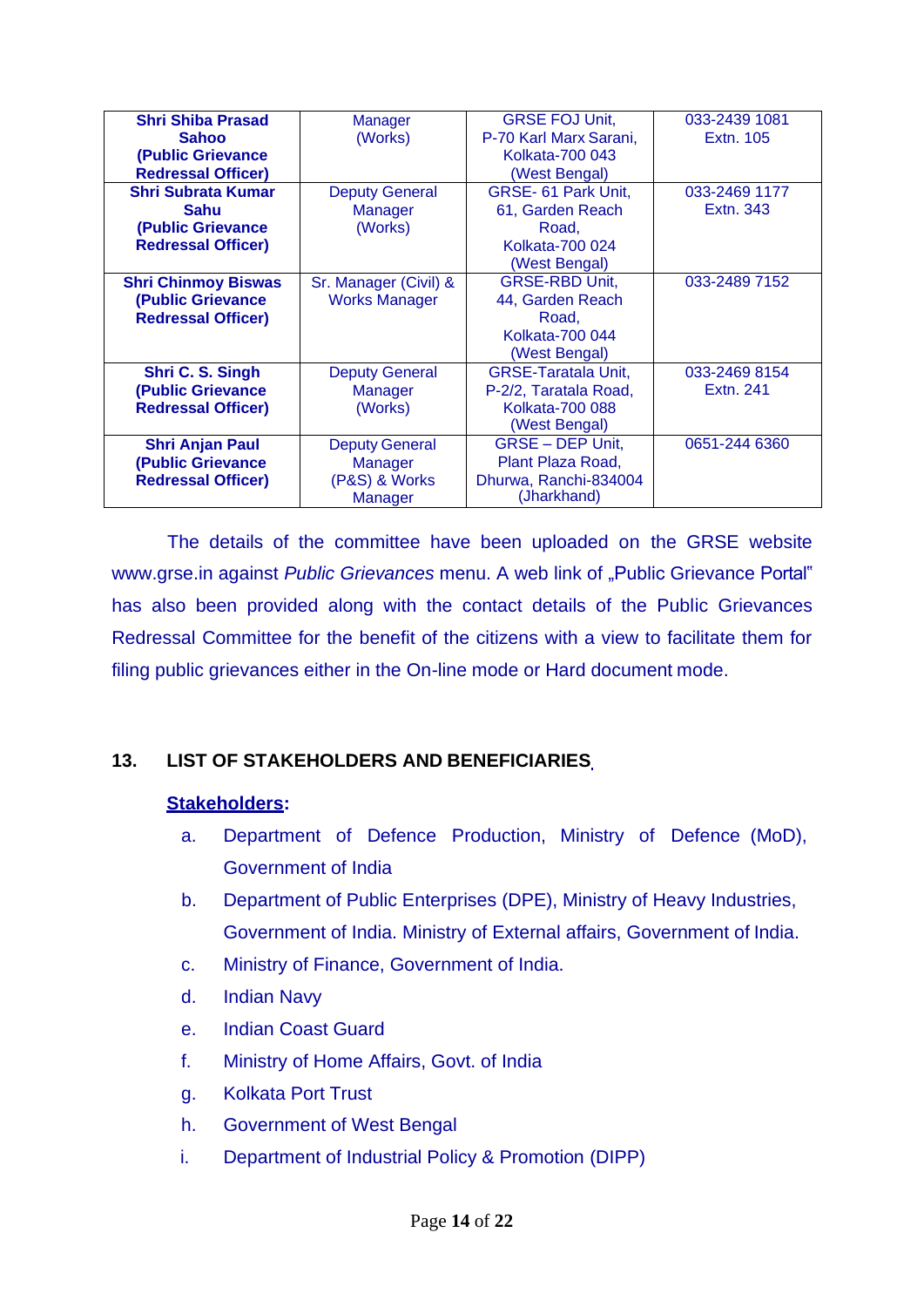| | | | |
|---|---|---|---|
| **Shri Shiba Prasad Sahoo (Public Grievance Redressal Officer)** | Manager (Works) | GRSE FOJ Unit, P-70 Karl Marx Sarani, Kolkata-700 043 (West Bengal) | 033-2439 1081 Extn. 105 |
| **Shri Subrata Kumar Sahu (Public Grievance Redressal Officer)** | Deputy General Manager (Works) | GRSE- 61 Park Unit, 61, Garden Reach Road, Kolkata-700 024 (West Bengal) | 033-2469 1177 Extn. 343 |
| **Shri Chinmoy Biswas (Public Grievance Redressal Officer)** | Sr. Manager (Civil) & Works Manager | GRSE-RBD Unit, 44, Garden Reach Road, Kolkata-700 044 (West Bengal) | 033-2489 7152 |
| **Shri C. S. Singh (Public Grievance Redressal Officer)** | Deputy General Manager (Works) | GRSE-Taratala Unit, P-2/2, Taratala Road, Kolkata-700 088 (West Bengal) | 033-2469 8154 Extn. 241 |
| **Shri Anjan Paul (Public Grievance Redressal Officer)** | Deputy General Manager (P&S) & Works Manager | GRSE – DEP Unit, Plant Plaza Road, Dhurwa, Ranchi-834004 (Jharkhand) | 0651-244 6360 |

The details of the committee have been uploaded on the GRSE website www.grse.in against *Public Grievances* menu. A web link of „Public Grievance Portal" has also been provided along with the contact details of the Public Grievances Redressal Committee for the benefit of the citizens with a view to facilitate them for filing public grievances either in the On-line mode or Hard document mode.

## 13. LIST OF STAKEHOLDERS AND BENEFICIARIES

**Stakeholders:**

a. Department of Defence Production, Ministry of Defence (MoD), Government of India

b. Department of Public Enterprises (DPE), Ministry of Heavy Industries, Government of India. Ministry of External affairs, Government of India.

c. Ministry of Finance, Government of India.

d. Indian Navy

e. Indian Coast Guard

f. Ministry of Home Affairs, Govt. of India

g. Kolkata Port Trust

h. Government of West Bengal

i. Department of Industrial Policy & Promotion (DIPP)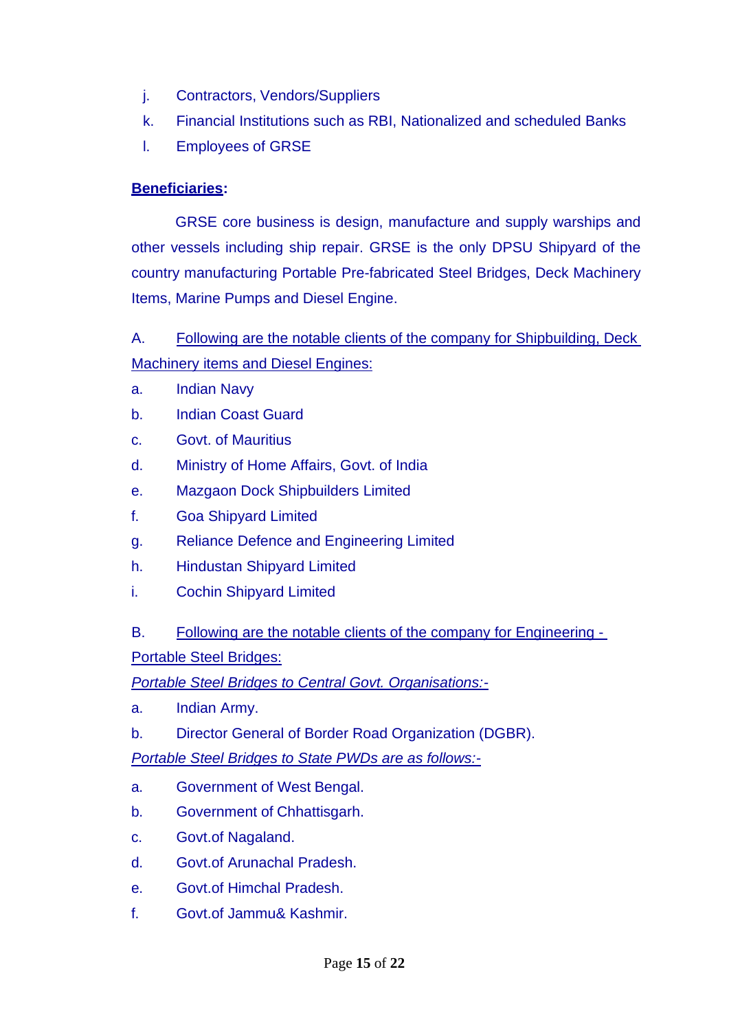j. Contractors, Vendors/Suppliers

k. Financial Institutions such as RBI, Nationalized and scheduled Banks

l. Employees of GRSE

**Beneficiaries**:

GRSE core business is design, manufacture and supply warships and other vessels including ship repair. GRSE is the only DPSU Shipyard of the country manufacturing Portable Pre-fabricated Steel Bridges, Deck Machinery Items, Marine Pumps and Diesel Engine.

A. Following are the notable clients of the company for Shipbuilding, Deck Machinery items and Diesel Engines:

a. Indian Navy

b. Indian Coast Guard

c. Govt. of Mauritius

d. Ministry of Home Affairs, Govt. of India

e. Mazgaon Dock Shipbuilders Limited

f. Goa Shipyard Limited

g. Reliance Defence and Engineering Limited

h. Hindustan Shipyard Limited

i. Cochin Shipyard Limited

B. Following are the notable clients of the company for Engineering - Portable Steel Bridges:

*Portable Steel Bridges to Central Govt. Organisations:-*

a. Indian Army.

b. Director General of Border Road Organization (DGBR).

*Portable Steel Bridges to State PWDs are as follows:-*

a. Government of West Bengal.

b. Government of Chhattisgarh.

c. Govt.of Nagaland.

d. Govt.of Arunachal Pradesh.

e. Govt.of Himchal Pradesh.

f. Govt.of Jammu& Kashmir.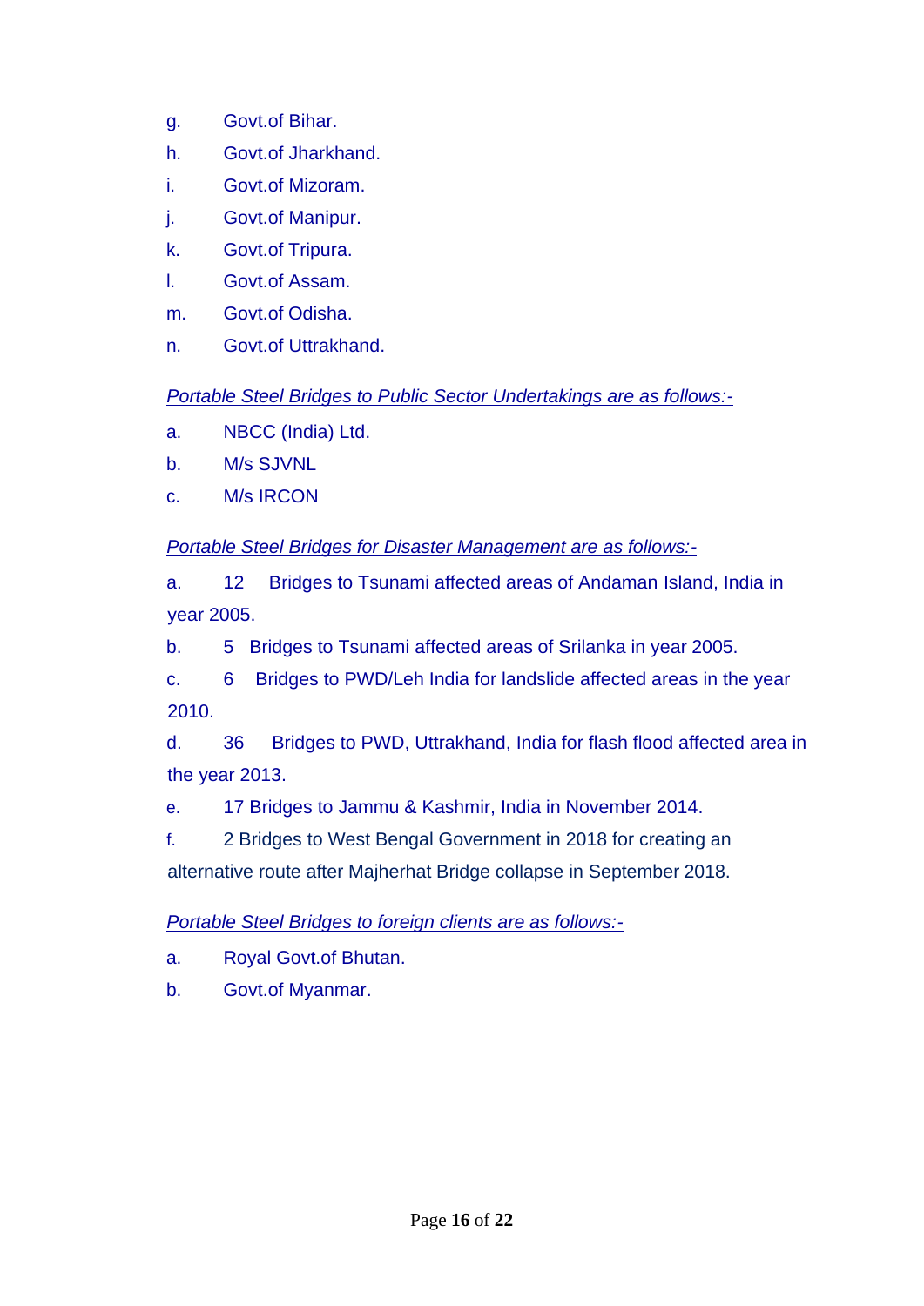g. Govt.of Bihar.

h. Govt.of Jharkhand.

i. Govt.of Mizoram.

j. Govt.of Manipur.

k. Govt.of Tripura.

l. Govt.of Assam.

m. Govt.of Odisha.

n. Govt.of Uttrakhand.

*Portable Steel Bridges to Public Sector Undertakings are as follows:-*

a. NBCC (India) Ltd.

b. M/s SJVNL

c. M/s IRCON

*Portable Steel Bridges for Disaster Management are as follows:-*

a. 12 Bridges to Tsunami affected areas of Andaman Island, India in year 2005.

b. 5 Bridges to Tsunami affected areas of Srilanka in year 2005.

c. 6 Bridges to PWD/Leh India for landslide affected areas in the year 2010.

d. 36 Bridges to PWD, Uttrakhand, India for flash flood affected area in the year 2013.

e. 17 Bridges to Jammu & Kashmir, India in November 2014.

f. 2 Bridges to West Bengal Government in 2018 for creating an alternative route after Majherhat Bridge collapse in September 2018.

*Portable Steel Bridges to foreign clients are as follows:-*

a. Royal Govt.of Bhutan.

b. Govt.of Myanmar.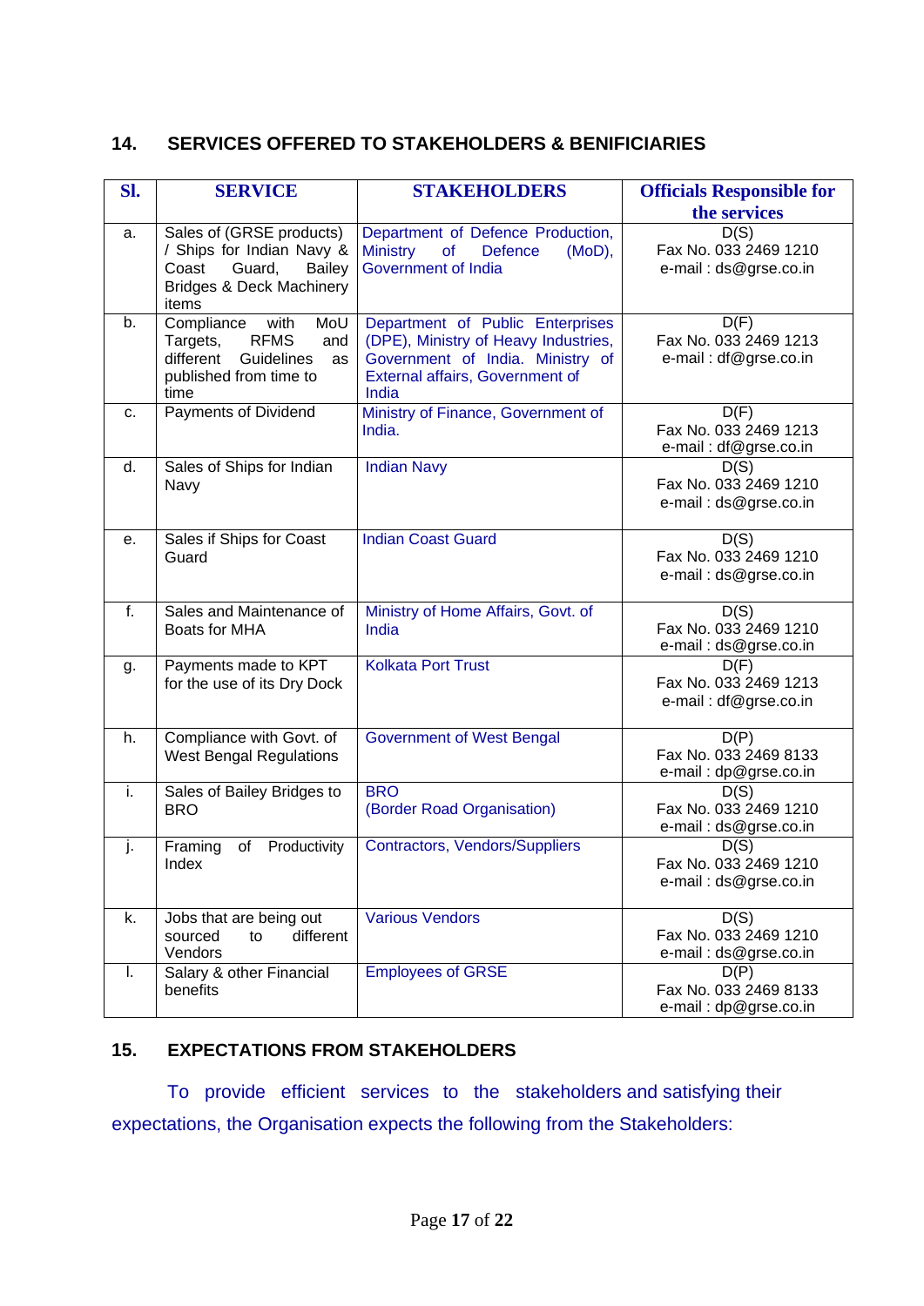## 14. SERVICES OFFERED TO STAKEHOLDERS & BENIFICIARIES

| Sl. | SERVICE | STAKEHOLDERS | Officials Responsible for the services |
|---|---|---|---|
| a. | Sales of (GRSE products) / Ships for Indian Navy & Coast Guard, Bailey Bridges & Deck Machinery items | Department of Defence Production, Ministry of Defence (MoD), Government of India | D(S)<br>Fax No. 033 2469 1210<br>e-mail : ds@grse.co.in |
| b. | Compliance with MoU Targets, RFMS and different Guidelines as published from time to time | Department of Public Enterprises (DPE), Ministry of Heavy Industries, Government of India. Ministry of External affairs, Government of India | D(F)<br>Fax No. 033 2469 1213<br>e-mail : df@grse.co.in |
| c. | Payments of Dividend | Ministry of Finance, Government of India. | D(F)<br>Fax No. 033 2469 1213<br>e-mail : df@grse.co.in |
| d. | Sales of Ships for Indian Navy | Indian Navy | D(S)<br>Fax No. 033 2469 1210<br>e-mail : ds@grse.co.in |
| e. | Sales if Ships for Coast Guard | Indian Coast Guard | D(S)<br>Fax No. 033 2469 1210<br>e-mail : ds@grse.co.in |
| f. | Sales and Maintenance of Boats for MHA | Ministry of Home Affairs, Govt. of India | D(S)<br>Fax No. 033 2469 1210<br>e-mail : ds@grse.co.in |
| g. | Payments made to KPT for the use of its Dry Dock | Kolkata Port Trust | D(F)<br>Fax No. 033 2469 1213<br>e-mail : df@grse.co.in |
| h. | Compliance with Govt. of West Bengal Regulations | Government of West Bengal | D(P)<br>Fax No. 033 2469 8133<br>e-mail : dp@grse.co.in |
| i. | Sales of Bailey Bridges to BRO | BRO<br>(Border Road Organisation) | D(S)<br>Fax No. 033 2469 1210<br>e-mail : ds@grse.co.in |
| j. | Framing of Productivity Index | Contractors, Vendors/Suppliers | D(S)<br>Fax No. 033 2469 1210<br>e-mail : ds@grse.co.in |
| k. | Jobs that are being out sourced to different Vendors | Various Vendors | D(S)<br>Fax No. 033 2469 1210<br>e-mail : ds@grse.co.in |
| l. | Salary & other Financial benefits | Employees of GRSE | D(P)<br>Fax No. 033 2469 8133<br>e-mail : dp@grse.co.in |

## 15. EXPECTATIONS FROM STAKEHOLDERS

To provide efficient services to the stakeholders and satisfying their expectations, the Organisation expects the following from the Stakeholders: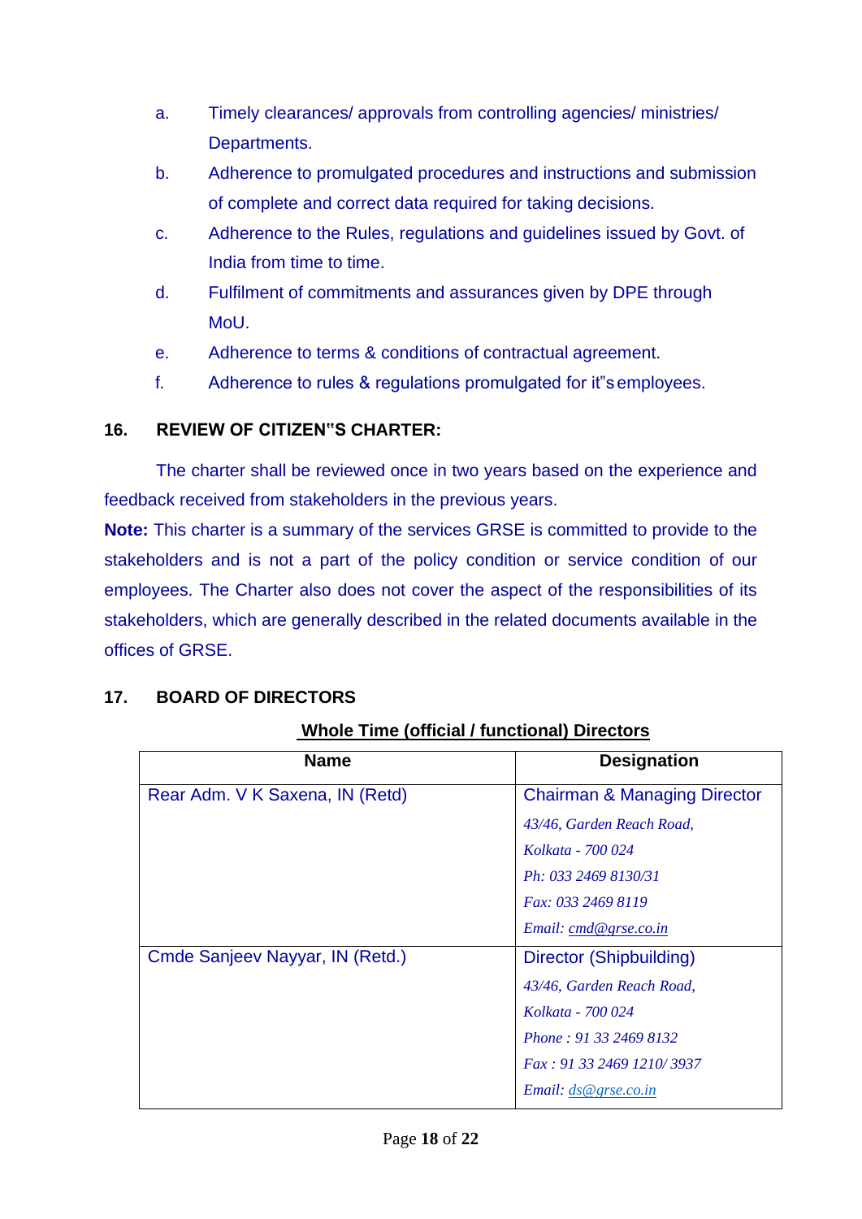a. Timely clearances/ approvals from controlling agencies/ ministries/ Departments.

b. Adherence to promulgated procedures and instructions and submission of complete and correct data required for taking decisions.

c. Adherence to the Rules, regulations and guidelines issued by Govt. of India from time to time.

d. Fulfilment of commitments and assurances given by DPE through MoU.

e. Adherence to terms & conditions of contractual agreement.

f. Adherence to rules & regulations promulgated for it"s employees.

## 16. REVIEW OF CITIZEN"S CHARTER:

The charter shall be reviewed once in two years based on the experience and feedback received from stakeholders in the previous years.

**Note:** This charter is a summary of the services GRSE is committed to provide to the stakeholders and is not a part of the policy condition or service condition of our employees. The Charter also does not cover the aspect of the responsibilities of its stakeholders, which are generally described in the related documents available in the offices of GRSE.

## 17. BOARD OF DIRECTORS

**Whole Time (official / functional) Directors**

| Name | Designation |
|---|---|
| Rear Adm. V K Saxena, IN (Retd) | Chairman & Managing Director<br>*43/46, Garden Reach Road,*<br>*Kolkata - 700 024*<br>*Ph: 033 2469 8130/31*<br>*Fax: 033 2469 8119*<br>*Email: cmd@grse.co.in* |
| Cmde Sanjeev Nayyar, IN (Retd.) | Director (Shipbuilding)<br>*43/46, Garden Reach Road,*<br>*Kolkata - 700 024*<br>*Phone : 91 33 2469 8132*<br>*Fax : 91 33 2469 1210/ 3937*<br>*Email: ds@grse.co.in* |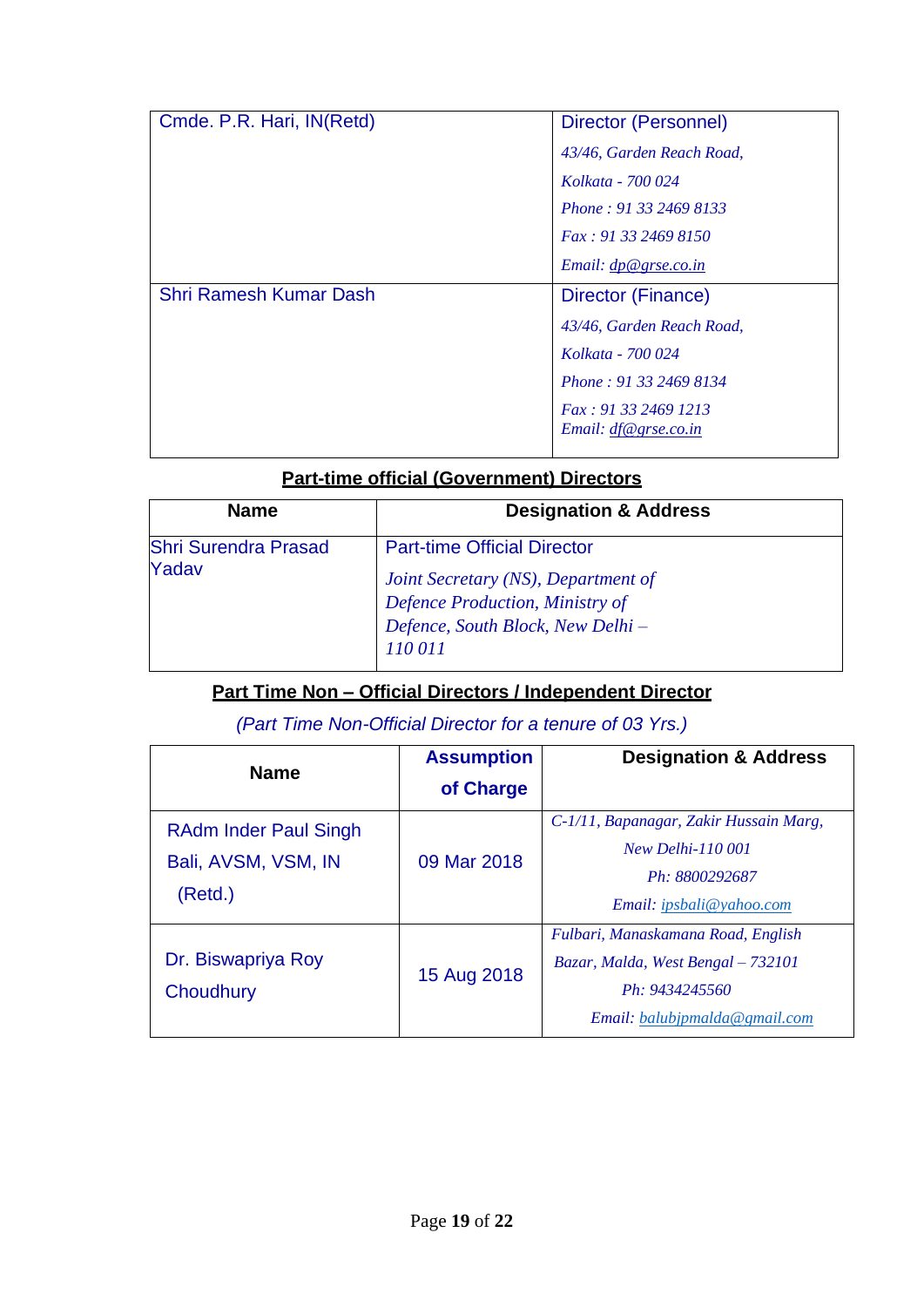| | |
|---|---|
| Cmde. P.R. Hari, IN(Retd) | Director (Personnel)<br>*43/46, Garden Reach Road,*<br>*Kolkata - 700 024*<br>*Phone : 91 33 2469 8133*<br>*Fax : 91 33 2469 8150*<br>*Email: dp@grse.co.in* |
| Shri Ramesh Kumar Dash | Director (Finance)<br>*43/46, Garden Reach Road,*<br>*Kolkata - 700 024*<br>*Phone : 91 33 2469 8134*<br>*Fax : 91 33 2469 1213*<br>*Email: df@grse.co.in* |

**Part-time official (Government) Directors**

| Name | Designation & Address |
|---|---|
| Shri Surendra Prasad Yadav | Part-time Official Director<br>*Joint Secretary (NS), Department of Defence Production, Ministry of Defence, South Block, New Delhi – 110 011* |

**Part Time Non – Official Directors / Independent Director**

*(Part Time Non-Official Director for a tenure of 03 Yrs.)*

| Name | Assumption of Charge | Designation & Address |
|---|---|---|
| RAdm Inder Paul Singh Bali, AVSM, VSM, IN (Retd.) | 09 Mar 2018 | *C-1/11, Bapanagar, Zakir Hussain Marg, New Delhi-110 001*<br>*Ph: 8800292687*<br>*Email: ipsbali@yahoo.com* |
| Dr. Biswapriya Roy Choudhury | 15 Aug 2018 | *Fulbari, Manaskamana Road, English Bazar, Malda, West Bengal – 732101*<br>*Ph: 9434245560*<br>*Email: balubjpmalda@gmail.com* |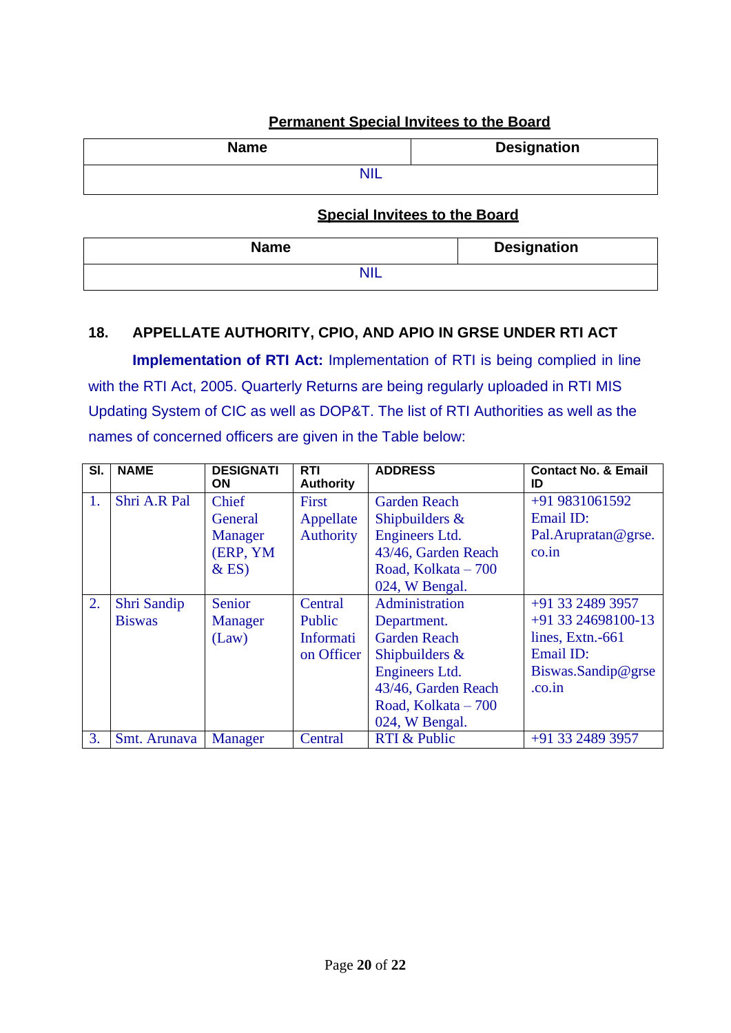**Permanent Special Invitees to the Board**

| Name | Designation |
|---|---|
| NIL | |

**Special Invitees to the Board**

| Name | Designation |
|---|---|
| NIL | |

## 18. APPELLATE AUTHORITY, CPIO, AND APIO IN GRSE UNDER RTI ACT

**Implementation of RTI Act:** Implementation of RTI is being complied in line with the RTI Act, 2005. Quarterly Returns are being regularly uploaded in RTI MIS Updating System of CIC as well as DOP&T. The list of RTI Authorities as well as the names of concerned officers are given in the Table below:

| Sl. | NAME | DESIGNATION | RTI Authority | ADDRESS | Contact No. & Email ID |
|---|---|---|---|---|---|
| 1. | Shri A.R Pal | Chief General Manager (ERP, YM & ES) | First Appellate Authority | Garden Reach Shipbuilders & Engineers Ltd. 43/46, Garden Reach Road, Kolkata – 700 024, W Bengal. | +91 9831061592 Email ID: Pal.Arupratan@grse.co.in |
| 2. | Shri Sandip Biswas | Senior Manager (Law) | Central Public Information Officer | Administration Department. Garden Reach Shipbuilders & Engineers Ltd. 43/46, Garden Reach Road, Kolkata – 700 024, W Bengal. | +91 33 2489 3957 +91 33 24698100-13 lines, Extn.-661 Email ID: Biswas.Sandip@grse.co.in |
| 3. | Smt. Arunava | Manager | Central | RTI & Public | +91 33 2489 3957 |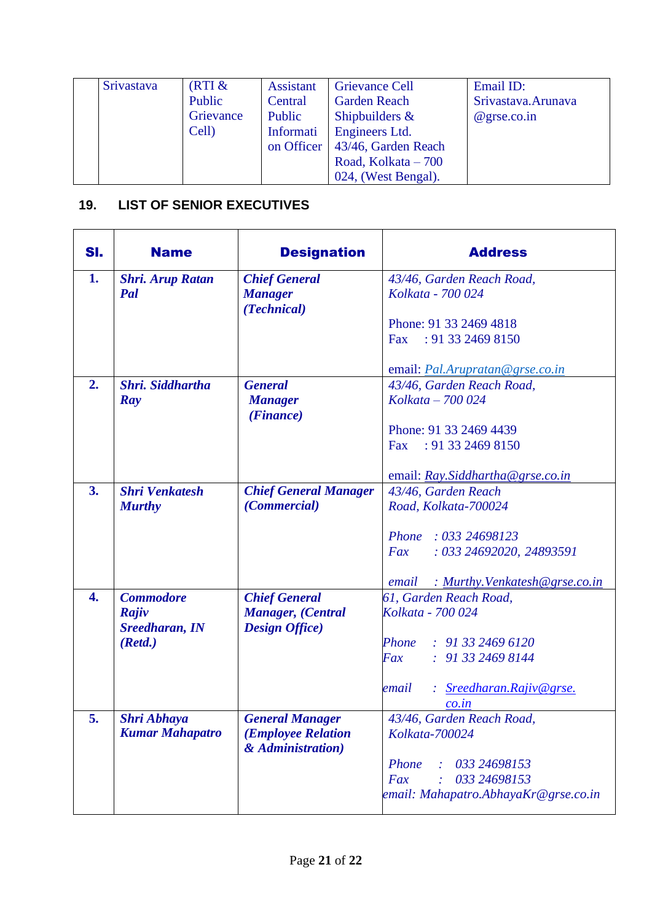|  | Srivastava | (RTI & Public Grievance Cell) | Assistant Central Public Information Officer | Grievance Cell Garden Reach Shipbuilders & Engineers Ltd. 43/46, Garden Reach Road, Kolkata – 700 024, (West Bengal). | Email ID: Srivastava.Arunava @grse.co.in |
|---|---|---|---|---|---|

## 19. LIST OF SENIOR EXECUTIVES

| Sl. | Name | Designation | Address |
|---|---|---|---|
| 1. | *Shri. Arup Ratan Pal* | *Chief General Manager (Technical)* | *43/46, Garden Reach Road, Kolkata - 700 024*<br><br>Phone: 91 33 2469 4818<br>Fax : 91 33 2469 8150<br><br>email: Pal.Arupratan@grse.co.in |
| 2. | *Shri. Siddhartha Ray* | *General Manager (Finance)* | *43/46, Garden Reach Road, Kolkata – 700 024*<br><br>Phone: 91 33 2469 4439<br>Fax : 91 33 2469 8150<br><br>email: Ray.Siddhartha@grse.co.in |
| 3. | *Shri Venkatesh Murthy* | *Chief General Manager (Commercial)* | *43/46, Garden Reach Road, Kolkata-700024*<br><br>*Phone : 033 24698123*<br>*Fax : 033 24692020, 24893591*<br><br>*email : Murthy.Venkatesh@grse.co.in* |
| 4. | *Commodore Rajiv Sreedharan, IN (Retd.)* | *Chief General Manager, (Central Design Office)* | *61, Garden Reach Road, Kolkata - 700 024*<br><br>*Phone : 91 33 2469 6120*<br>*Fax : 91 33 2469 8144*<br><br>*email : Sreedharan.Rajiv@grse.co.in* |
| 5. | *Shri Abhaya Kumar Mahapatro* | *General Manager (Employee Relation & Administration)* | *43/46, Garden Reach Road, Kolkata-700024*<br><br>*Phone : 033 24698153*<br>*Fax : 033 24698153*<br>*email: Mahapatro.AbhayaKr@grse.co.in* |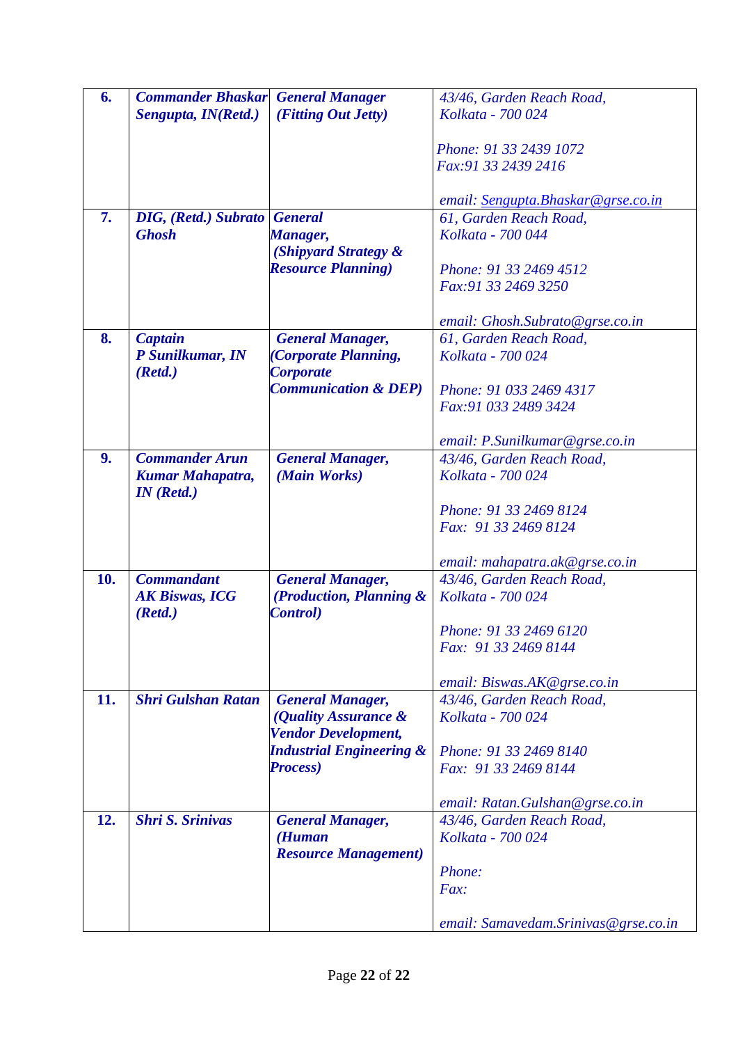| 6. | Commander Bhaskar Sengupta, IN(Retd.) | General Manager (Fitting Out Jetty) | 43/46, Garden Reach Road, Kolkata - 700 024<br><br>Phone: 91 33 2439 1072<br>Fax:91 33 2439 2416<br><br>email: Sengupta.Bhaskar@grse.co.in |
|---|---|---|---|
| 7. | DIG, (Retd.) Subrato Ghosh | General Manager, (Shipyard Strategy & Resource Planning) | 61, Garden Reach Road, Kolkata - 700 044<br><br>Phone: 91 33 2469 4512<br>Fax:91 33 2469 3250<br><br>email: Ghosh.Subrato@grse.co.in |
| 8. | Captain P Sunilkumar, IN (Retd.) | General Manager, (Corporate Planning, Corporate Communication & DEP) | 61, Garden Reach Road, Kolkata - 700 024<br><br>Phone: 91 033 2469 4317<br>Fax:91 033 2489 3424<br><br>email: P.Sunilkumar@grse.co.in |
| 9. | Commander Arun Kumar Mahapatra, IN (Retd.) | General Manager, (Main Works) | 43/46, Garden Reach Road, Kolkata - 700 024<br><br>Phone: 91 33 2469 8124<br>Fax: 91 33 2469 8124<br><br>email: mahapatra.ak@grse.co.in |
| 10. | Commandant AK Biswas, ICG (Retd.) | General Manager, (Production, Planning & Control) | 43/46, Garden Reach Road, Kolkata - 700 024<br><br>Phone: 91 33 2469 6120<br>Fax: 91 33 2469 8144<br><br>email: Biswas.AK@grse.co.in |
| 11. | Shri Gulshan Ratan | General Manager, (Quality Assurance & Vendor Development, Industrial Engineering & Process) | 43/46, Garden Reach Road, Kolkata - 700 024<br><br>Phone: 91 33 2469 8140<br>Fax: 91 33 2469 8144<br><br>email: Ratan.Gulshan@grse.co.in |
| 12. | Shri S. Srinivas | General Manager, (Human Resource Management) | 43/46, Garden Reach Road, Kolkata - 700 024<br><br>Phone:<br>Fax:<br><br>email: Samavedam.Srinivas@grse.co.in |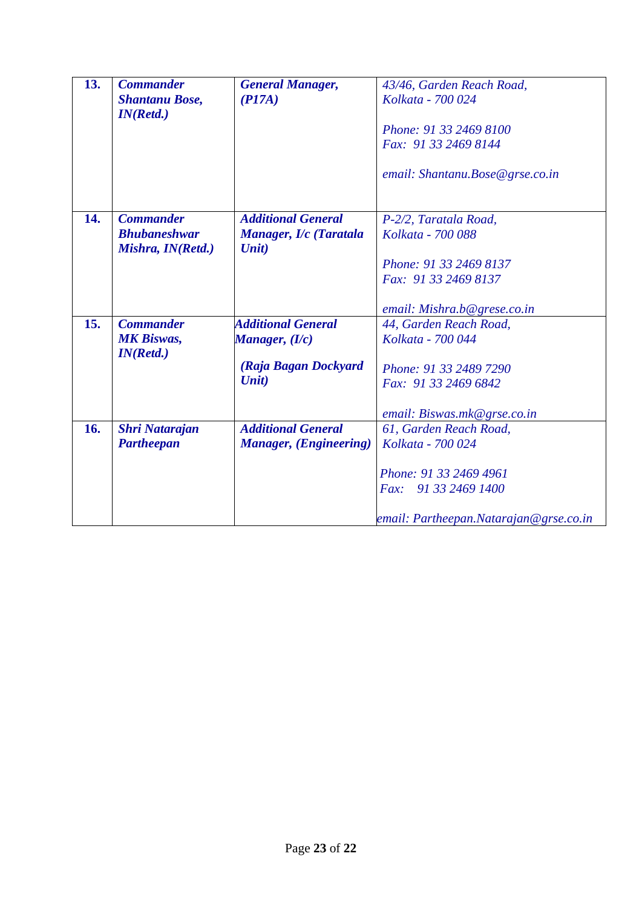| | | | |
|---|---|---|---|
| **13.** | ***Commander Shantanu Bose, IN(Retd.)*** | ***General Manager, (P17A)*** | *43/46, Garden Reach Road, Kolkata - 700 024*<br><br>*Phone: 91 33 2469 8100*<br>*Fax: 91 33 2469 8144*<br><br>*email: Shantanu.Bose@grse.co.in* |
| **14.** | ***Commander Bhubaneshwar Mishra, IN(Retd.)*** | ***Additional General Manager, I/c (Taratala Unit)*** | *P-2/2, Taratala Road, Kolkata - 700 088*<br><br>*Phone: 91 33 2469 8137*<br>*Fax: 91 33 2469 8137*<br><br>*email: Mishra.b@grese.co.in* |
| **15.** | ***Commander MK Biswas, IN(Retd.)*** | ***Additional General Manager, (I/c)***<br><br>***(Raja Bagan Dockyard Unit)*** | *44, Garden Reach Road, Kolkata - 700 044*<br><br>*Phone: 91 33 2489 7290*<br>*Fax: 91 33 2469 6842*<br><br>*email: Biswas.mk@grse.co.in* |
| **16.** | ***Shri Natarajan Partheepan*** | ***Additional General Manager, (Engineering)*** | *61, Garden Reach Road, Kolkata - 700 024*<br><br>*Phone: 91 33 2469 4961*<br>*Fax: 91 33 2469 1400*<br><br>*email: Partheepan.Natarajan@grse.co.in* |